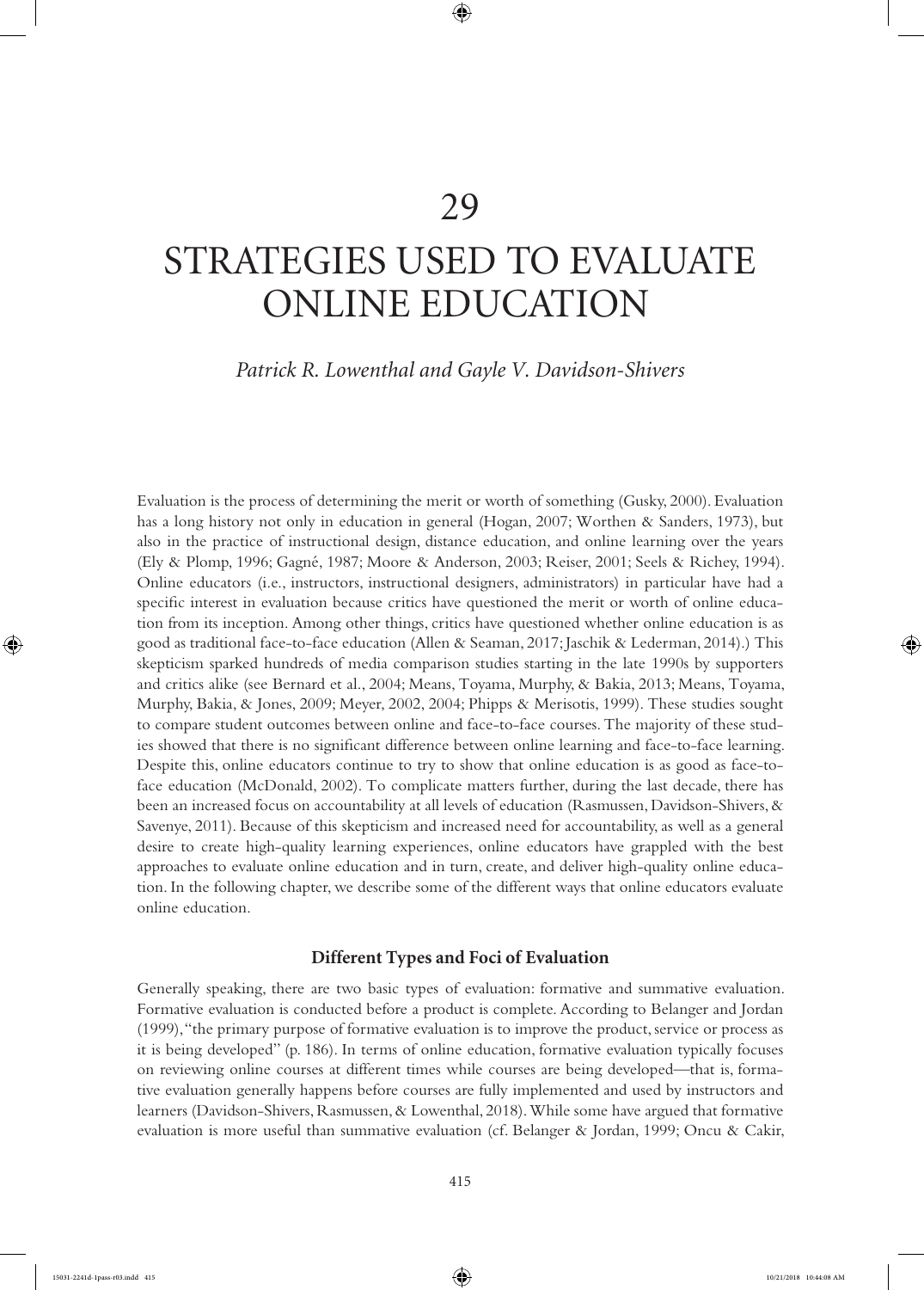# 29

# STRATEGIES USED TO EVALUATE ONLINE EDUCATION

*Patrick R. Lowenthal and Gayle V. Davidson-Shivers*

Evaluation is the process of determining the merit or worth of something (Gusky, 2000). Evaluation has a long history not only in education in general (Hogan, 2007; Worthen & Sanders, 1973), but also in the practice of instructional design, distance education, and online learning over the years (Ely & Plomp, 1996; Gagné, 1987; Moore & Anderson, 2003; Reiser, 2001; Seels & Richey, 1994). Online educators (i.e., instructors, instructional designers, administrators) in particular have had a specific interest in evaluation because critics have questioned the merit or worth of online education from its inception. Among other things, critics have questioned whether online education is as good as traditional face-to-face education (Allen & Seaman, 2017; Jaschik & Lederman, 2014).) This skepticism sparked hundreds of media comparison studies starting in the late 1990s by supporters and critics alike (see Bernard et al., 2004; Means, Toyama, Murphy, & Bakia, 2013; Means, Toyama, Murphy, Bakia, & Jones, 2009; Meyer, 2002, 2004; Phipps & Merisotis, 1999). These studies sought to compare student outcomes between online and face-to-face courses. The majority of these studies showed that there is no significant difference between online learning and face-to-face learning. Despite this, online educators continue to try to show that online education is as good as face-to-face education (McDonald, 2002). To complicate matters further, during the last decade, there has been an increased focus on accountability at all levels of education (Rasmussen, Davidson-Shivers, & Savenye, 2011). Because of this skepticism and increased need for accountability, as well as a general desire to create high-quality learning experiences, online educators have grappled with the best approaches to evaluate online education and in turn, create, and deliver high-quality online education. In the following chapter, we describe some of the different ways that online educators evaluate online education.

### Different Types and Foci of Evaluation

Generally speaking, there are two basic types of evaluation: formative and summative evaluation. Formative evaluation is conducted before a product is complete. According to Belanger and Jordan (1999), "the primary purpose of formative evaluation is to improve the product, service or process as it is being developed" (p. 186). In terms of online education, formative evaluation typically focuses on reviewing online courses at different times while courses are being developed—that is, formative evaluation generally happens before courses are fully implemented and used by instructors and learners (Davidson-Shivers, Rasmussen, & Lowenthal, 2018). While some have argued that formative evaluation is more useful than summative evaluation (cf. Belanger & Jordan, 1999; Oncu & Cakir,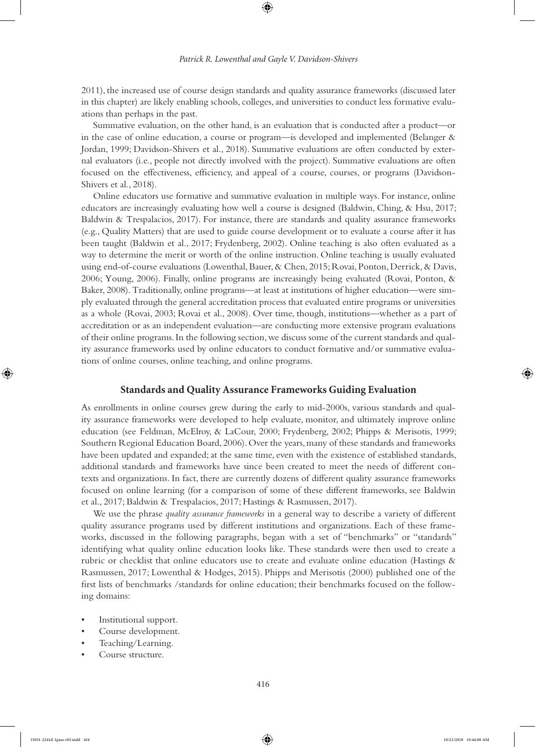2011), the increased use of course design standards and quality assurance frameworks (discussed later in this chapter) are likely enabling schools, colleges, and universities to conduct less formative evaluations than perhaps in the past.

Summative evaluation, on the other hand, is an evaluation that is conducted after a product—or in the case of online education, a course or program—is developed and implemented (Belanger & Jordan, 1999; Davidson-Shivers et al., 2018). Summative evaluations are often conducted by external evaluators (i.e., people not directly involved with the project). Summative evaluations are often focused on the effectiveness, efficiency, and appeal of a course, courses, or programs (Davidson-Shivers et al., 2018).

Online educators use formative and summative evaluation in multiple ways. For instance, online educators are increasingly evaluating how well a course is designed (Baldwin, Ching, & Hsu, 2017; Baldwin & Trespalacios, 2017). For instance, there are standards and quality assurance frameworks (e.g., Quality Matters) that are used to guide course development or to evaluate a course after it has been taught (Baldwin et al., 2017; Frydenberg, 2002). Online teaching is also often evaluated as a way to determine the merit or worth of the online instruction. Online teaching is usually evaluated using end-of-course evaluations (Lowenthal, Bauer, & Chen, 2015; Rovai, Ponton, Derrick, & Davis, 2006; Young, 2006). Finally, online programs are increasingly being evaluated (Rovai, Ponton, & Baker, 2008). Traditionally, online programs—at least at institutions of higher education—were simply evaluated through the general accreditation process that evaluated entire programs or universities as a whole (Rovai, 2003; Rovai et al., 2008). Over time, though, institutions—whether as a part of accreditation or as an independent evaluation—are conducting more extensive program evaluations of their online programs. In the following section, we discuss some of the current standards and quality assurance frameworks used by online educators to conduct formative and/or summative evaluations of online courses, online teaching, and online programs.

## Standards and Quality Assurance Frameworks Guiding Evaluation

As enrollments in online courses grew during the early to mid-2000s, various standards and quality assurance frameworks were developed to help evaluate, monitor, and ultimately improve online education (see Feldman, McElroy, & LaCour, 2000; Frydenberg, 2002; Phipps & Merisotis, 1999; Southern Regional Education Board, 2006). Over the years, many of these standards and frameworks have been updated and expanded; at the same time, even with the existence of established standards, additional standards and frameworks have since been created to meet the needs of different contexts and organizations. In fact, there are currently dozens of different quality assurance frameworks focused on online learning (for a comparison of some of these different frameworks, see Baldwin et al., 2017; Baldwin & Trespalacios, 2017; Hastings & Rasmussen, 2017).

We use the phrase *quality assurance frameworks* in a general way to describe a variety of different quality assurance programs used by different institutions and organizations. Each of these frameworks, discussed in the following paragraphs, began with a set of "benchmarks" or "standards" identifying what quality online education looks like. These standards were then used to create a rubric or checklist that online educators use to create and evaluate online education (Hastings & Rasmussen, 2017; Lowenthal & Hodges, 2015). Phipps and Merisotis (2000) published one of the first lists of benchmarks /standards for online education; their benchmarks focused on the following domains:

- Institutional support.
- Course development.
- Teaching/Learning.
- Course structure.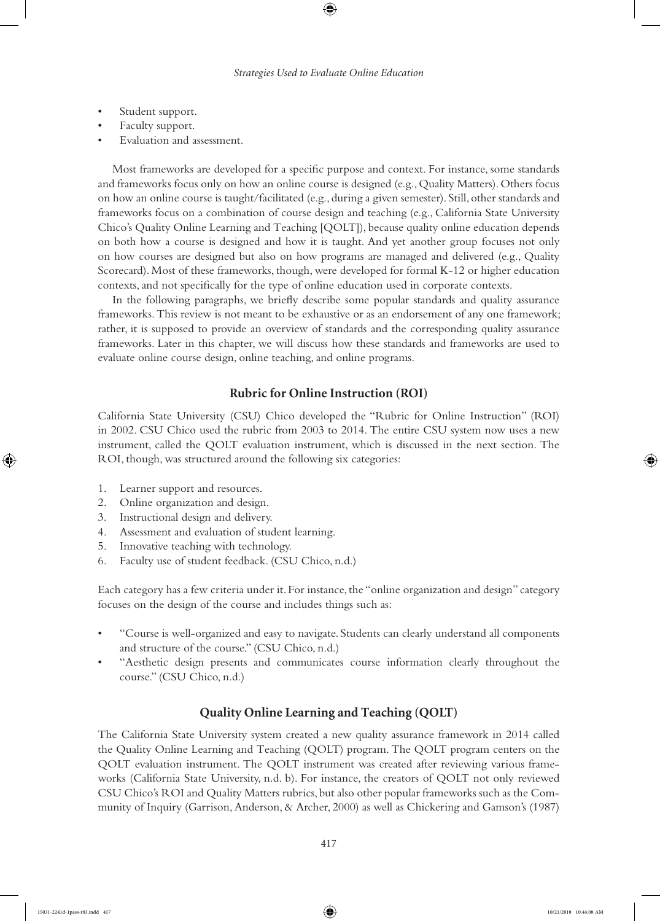- Student support.
- Faculty support.
- Evaluation and assessment.

Most frameworks are developed for a specific purpose and context. For instance, some standards and frameworks focus only on how an online course is designed (e.g., Quality Matters). Others focus on how an online course is taught/facilitated (e.g., during a given semester). Still, other standards and frameworks focus on a combination of course design and teaching (e.g., California State University Chico's Quality Online Learning and Teaching [QOLT]), because quality online education depends on both how a course is designed and how it is taught. And yet another group focuses not only on how courses are designed but also on how programs are managed and delivered (e.g., Quality Scorecard). Most of these frameworks, though, were developed for formal K-12 or higher education contexts, and not specifically for the type of online education used in corporate contexts.

In the following paragraphs, we briefly describe some popular standards and quality assurance frameworks. This review is not meant to be exhaustive or as an endorsement of any one framework; rather, it is supposed to provide an overview of standards and the corresponding quality assurance frameworks. Later in this chapter, we will discuss how these standards and frameworks are used to evaluate online course design, online teaching, and online programs.

## Rubric for Online Instruction (ROI)

California State University (CSU) Chico developed the "Rubric for Online Instruction" (ROI) in 2002. CSU Chico used the rubric from 2003 to 2014. The entire CSU system now uses a new instrument, called the QOLT evaluation instrument, which is discussed in the next section. The ROI, though, was structured around the following six categories:

1. Learner support and resources.
2. Online organization and design.
3. Instructional design and delivery.
4. Assessment and evaluation of student learning.
5. Innovative teaching with technology.
6. Faculty use of student feedback. (CSU Chico, n.d.)

Each category has a few criteria under it. For instance, the "online organization and design" category focuses on the design of the course and includes things such as:

- "Course is well-organized and easy to navigate. Students can clearly understand all components and structure of the course." (CSU Chico, n.d.)
- "Aesthetic design presents and communicates course information clearly throughout the course." (CSU Chico, n.d.)

## Quality Online Learning and Teaching (QOLT)

The California State University system created a new quality assurance framework in 2014 called the Quality Online Learning and Teaching (QOLT) program. The QOLT program centers on the QOLT evaluation instrument. The QOLT instrument was created after reviewing various frameworks (California State University, n.d. b). For instance, the creators of QOLT not only reviewed CSU Chico's ROI and Quality Matters rubrics, but also other popular frameworks such as the Community of Inquiry (Garrison, Anderson, & Archer, 2000) as well as Chickering and Gamson's (1987)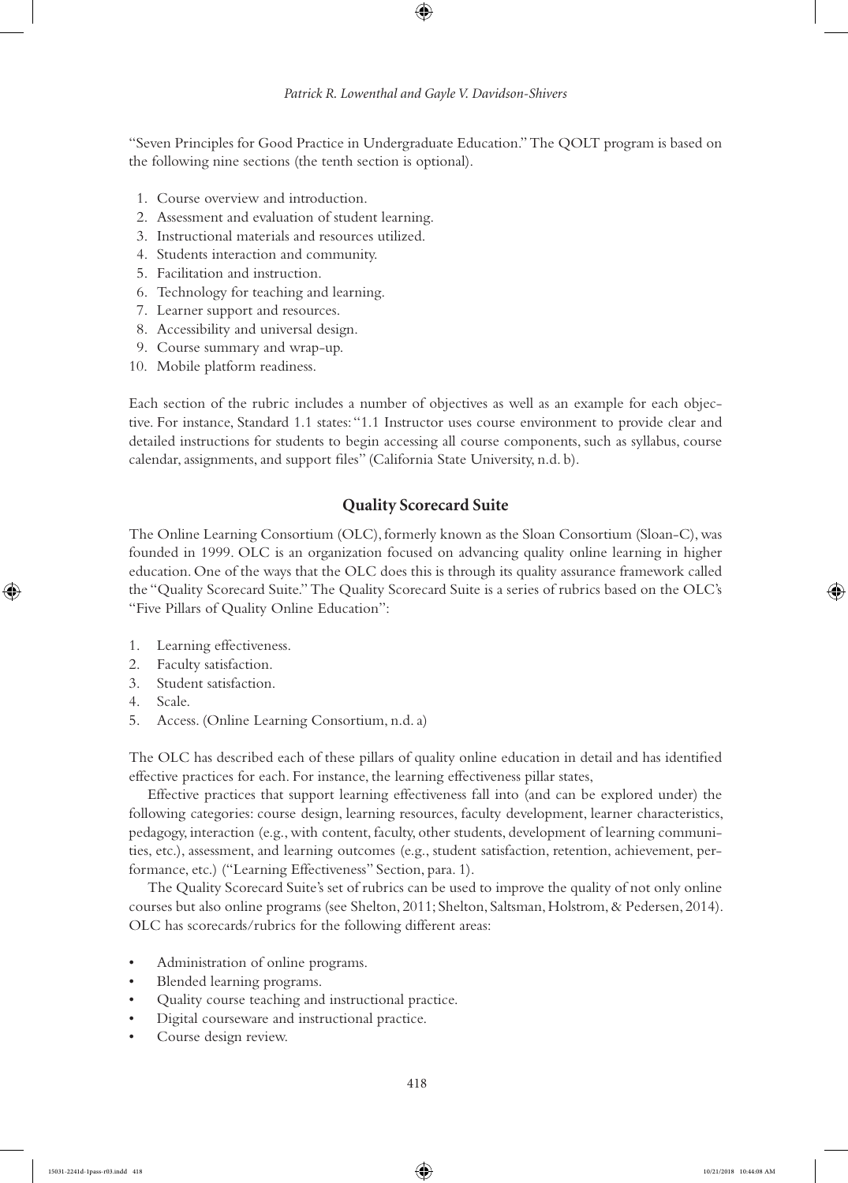"Seven Principles for Good Practice in Undergraduate Education." The QOLT program is based on the following nine sections (the tenth section is optional).

1. Course overview and introduction.
2. Assessment and evaluation of student learning.
3. Instructional materials and resources utilized.
4. Students interaction and community.
5. Facilitation and instruction.
6. Technology for teaching and learning.
7. Learner support and resources.
8. Accessibility and universal design.
9. Course summary and wrap-up.
10. Mobile platform readiness.

Each section of the rubric includes a number of objectives as well as an example for each objective. For instance, Standard 1.1 states: "1.1 Instructor uses course environment to provide clear and detailed instructions for students to begin accessing all course components, such as syllabus, course calendar, assignments, and support files" (California State University, n.d. b).

## Quality Scorecard Suite

The Online Learning Consortium (OLC), formerly known as the Sloan Consortium (Sloan-C), was founded in 1999. OLC is an organization focused on advancing quality online learning in higher education. One of the ways that the OLC does this is through its quality assurance framework called the "Quality Scorecard Suite." The Quality Scorecard Suite is a series of rubrics based on the OLC's "Five Pillars of Quality Online Education":

1. Learning effectiveness.
2. Faculty satisfaction.
3. Student satisfaction.
4. Scale.
5. Access. (Online Learning Consortium, n.d. a)

The OLC has described each of these pillars of quality online education in detail and has identified effective practices for each. For instance, the learning effectiveness pillar states,

Effective practices that support learning effectiveness fall into (and can be explored under) the following categories: course design, learning resources, faculty development, learner characteristics, pedagogy, interaction (e.g., with content, faculty, other students, development of learning communities, etc.), assessment, and learning outcomes (e.g., student satisfaction, retention, achievement, performance, etc.) ("Learning Effectiveness" Section, para. 1).

The Quality Scorecard Suite's set of rubrics can be used to improve the quality of not only online courses but also online programs (see Shelton, 2011; Shelton, Saltsman, Holstrom, & Pedersen, 2014). OLC has scorecards/rubrics for the following different areas:

- Administration of online programs.
- Blended learning programs.
- Quality course teaching and instructional practice.
- Digital courseware and instructional practice.
- Course design review.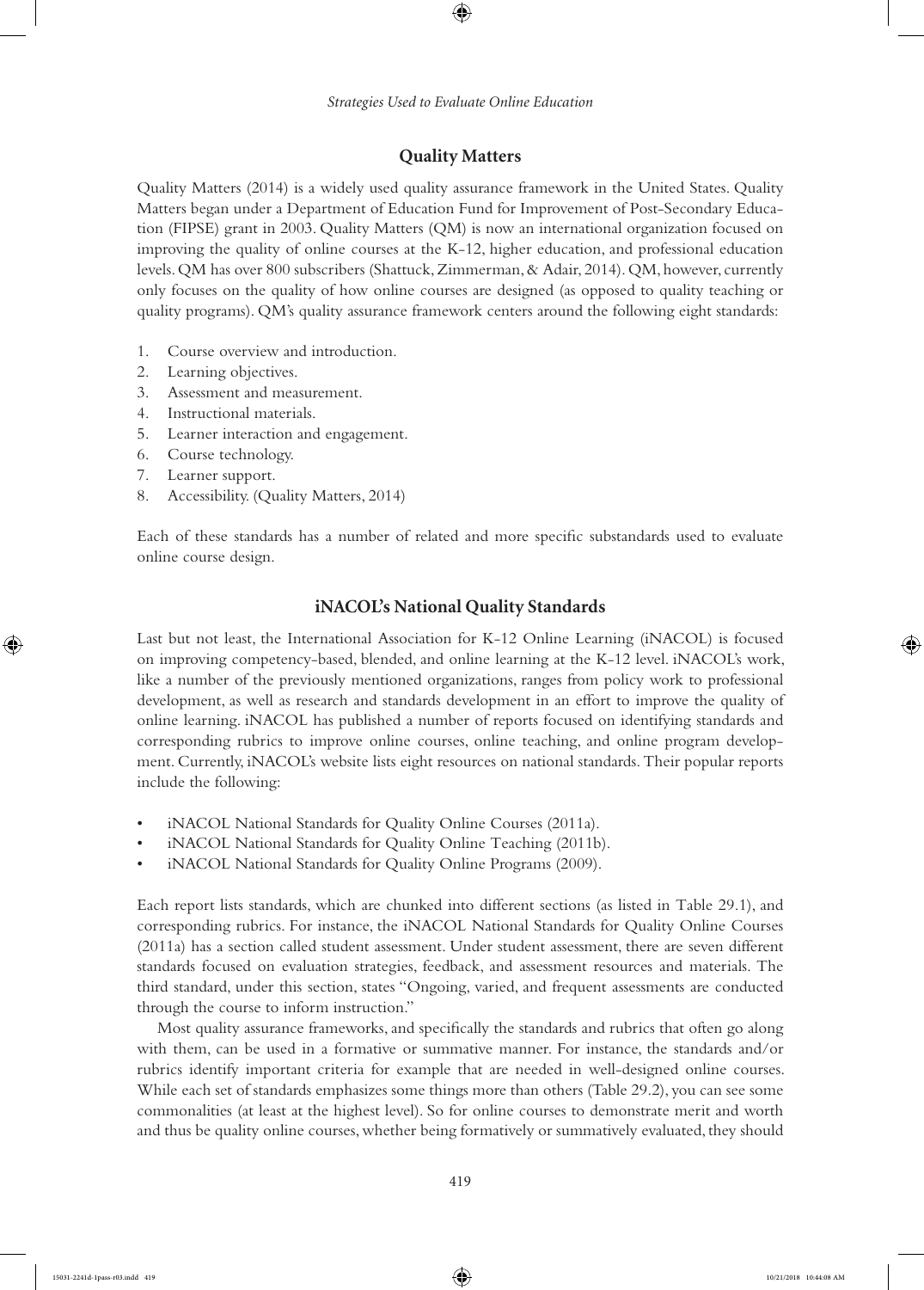## Quality Matters

Quality Matters (2014) is a widely used quality assurance framework in the United States. Quality Matters began under a Department of Education Fund for Improvement of Post-Secondary Education (FIPSE) grant in 2003. Quality Matters (QM) is now an international organization focused on improving the quality of online courses at the K-12, higher education, and professional education levels. QM has over 800 subscribers (Shattuck, Zimmerman, & Adair, 2014). QM, however, currently only focuses on the quality of how online courses are designed (as opposed to quality teaching or quality programs). QM's quality assurance framework centers around the following eight standards:

1. Course overview and introduction.
2. Learning objectives.
3. Assessment and measurement.
4. Instructional materials.
5. Learner interaction and engagement.
6. Course technology.
7. Learner support.
8. Accessibility. (Quality Matters, 2014)

Each of these standards has a number of related and more specific substandards used to evaluate online course design.

## iNACOL's National Quality Standards

Last but not least, the International Association for K-12 Online Learning (iNACOL) is focused on improving competency-based, blended, and online learning at the K-12 level. iNACOL's work, like a number of the previously mentioned organizations, ranges from policy work to professional development, as well as research and standards development in an effort to improve the quality of online learning. iNACOL has published a number of reports focused on identifying standards and corresponding rubrics to improve online courses, online teaching, and online program development. Currently, iNACOL's website lists eight resources on national standards. Their popular reports include the following:

- iNACOL National Standards for Quality Online Courses (2011a).
- iNACOL National Standards for Quality Online Teaching (2011b).
- iNACOL National Standards for Quality Online Programs (2009).

Each report lists standards, which are chunked into different sections (as listed in Table 29.1), and corresponding rubrics. For instance, the iNACOL National Standards for Quality Online Courses (2011a) has a section called student assessment. Under student assessment, there are seven different standards focused on evaluation strategies, feedback, and assessment resources and materials. The third standard, under this section, states "Ongoing, varied, and frequent assessments are conducted through the course to inform instruction."

Most quality assurance frameworks, and specifically the standards and rubrics that often go along with them, can be used in a formative or summative manner. For instance, the standards and/or rubrics identify important criteria for example that are needed in well-designed online courses. While each set of standards emphasizes some things more than others (Table 29.2), you can see some commonalities (at least at the highest level). So for online courses to demonstrate merit and worth and thus be quality online courses, whether being formatively or summatively evaluated, they should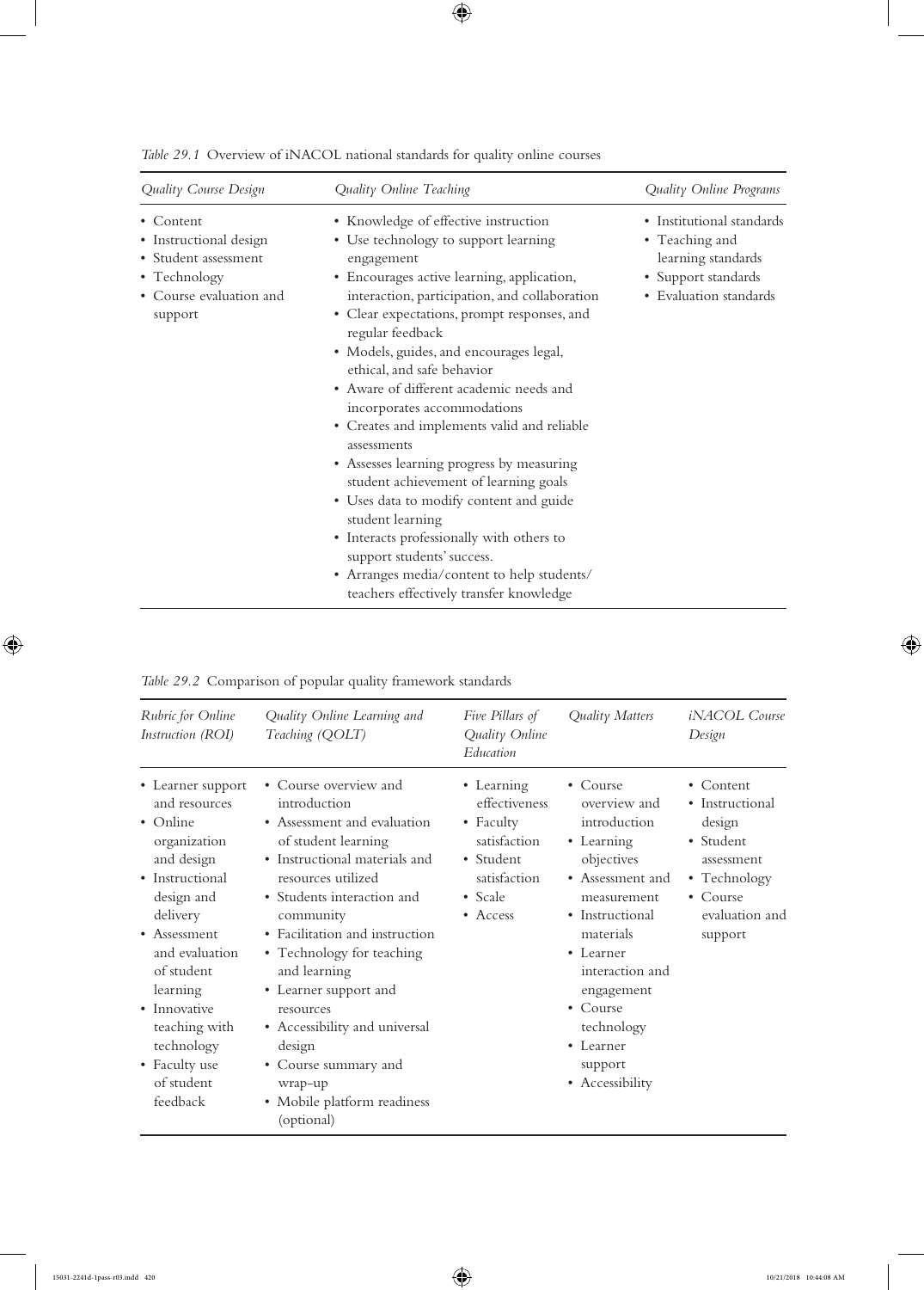*Table 29.1* Overview of iNACOL national standards for quality online courses

| *Quality Course Design* | *Quality Online Teaching* | *Quality Online Programs* |
|---|---|---|
| • Content<br>• Instructional design<br>• Student assessment<br>• Technology<br>• Course evaluation and support | • Knowledge of effective instruction<br>• Use technology to support learning engagement<br>• Encourages active learning, application, interaction, participation, and collaboration<br>• Clear expectations, prompt responses, and regular feedback<br>• Models, guides, and encourages legal, ethical, and safe behavior<br>• Aware of different academic needs and incorporates accommodations<br>• Creates and implements valid and reliable assessments<br>• Assesses learning progress by measuring student achievement of learning goals<br>• Uses data to modify content and guide student learning<br>• Interacts professionally with others to support students' success.<br>• Arranges media/content to help students/teachers effectively transfer knowledge | • Institutional standards<br>• Teaching and learning standards<br>• Support standards<br>• Evaluation standards |

*Table 29.2* Comparison of popular quality framework standards

| *Rubric for Online Instruction (ROI)* | *Quality Online Learning and Teaching (QOLT)* | *Five Pillars of Quality Online Education* | *Quality Matters* | *iNACOL Course Design* |
|---|---|---|---|---|
| • Learner support and resources<br>• Online organization and design<br>• Instructional design and delivery<br>• Assessment and evaluation of student learning<br>• Innovative teaching with technology<br>• Faculty use of student feedback | • Course overview and introduction<br>• Assessment and evaluation of student learning<br>• Instructional materials and resources utilized<br>• Students interaction and community<br>• Facilitation and instruction<br>• Technology for teaching and learning<br>• Learner support and resources<br>• Accessibility and universal design<br>• Course summary and wrap-up<br>• Mobile platform readiness (optional) | • Learning effectiveness<br>• Faculty satisfaction<br>• Student satisfaction<br>• Scale<br>• Access | • Course overview and introduction<br>• Learning objectives<br>• Assessment and measurement<br>• Instructional materials<br>• Learner interaction and engagement<br>• Course technology<br>• Learner support<br>• Accessibility | • Content<br>• Instructional design<br>• Student assessment<br>• Technology<br>• Course evaluation and support |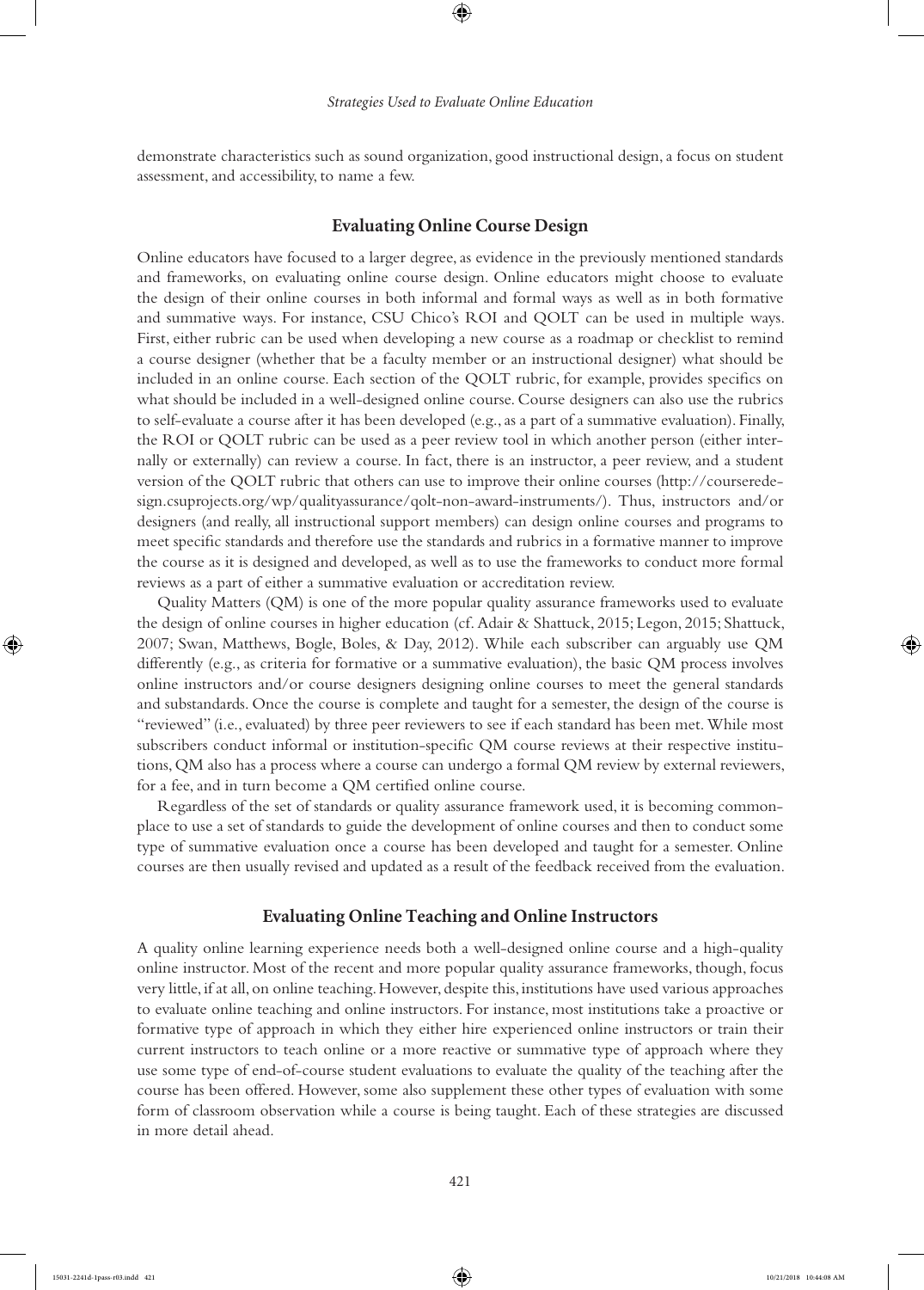demonstrate characteristics such as sound organization, good instructional design, a focus on student assessment, and accessibility, to name a few.

## Evaluating Online Course Design

Online educators have focused to a larger degree, as evidence in the previously mentioned standards and frameworks, on evaluating online course design. Online educators might choose to evaluate the design of their online courses in both informal and formal ways as well as in both formative and summative ways. For instance, CSU Chico's ROI and QOLT can be used in multiple ways. First, either rubric can be used when developing a new course as a roadmap or checklist to remind a course designer (whether that be a faculty member or an instructional designer) what should be included in an online course. Each section of the QOLT rubric, for example, provides specifics on what should be included in a well-designed online course. Course designers can also use the rubrics to self-evaluate a course after it has been developed (e.g., as a part of a summative evaluation). Finally, the ROI or QOLT rubric can be used as a peer review tool in which another person (either internally or externally) can review a course. In fact, there is an instructor, a peer review, and a student version of the QOLT rubric that others can use to improve their online courses (http://courseredesign.csuprojects.org/wp/qualityassurance/qolt-non-award-instruments/). Thus, instructors and/or designers (and really, all instructional support members) can design online courses and programs to meet specific standards and therefore use the standards and rubrics in a formative manner to improve the course as it is designed and developed, as well as to use the frameworks to conduct more formal reviews as a part of either a summative evaluation or accreditation review.

Quality Matters (QM) is one of the more popular quality assurance frameworks used to evaluate the design of online courses in higher education (cf. Adair & Shattuck, 2015; Legon, 2015; Shattuck, 2007; Swan, Matthews, Bogle, Boles, & Day, 2012). While each subscriber can arguably use QM differently (e.g., as criteria for formative or a summative evaluation), the basic QM process involves online instructors and/or course designers designing online courses to meet the general standards and substandards. Once the course is complete and taught for a semester, the design of the course is "reviewed" (i.e., evaluated) by three peer reviewers to see if each standard has been met. While most subscribers conduct informal or institution-specific QM course reviews at their respective institutions, QM also has a process where a course can undergo a formal QM review by external reviewers, for a fee, and in turn become a QM certified online course.

Regardless of the set of standards or quality assurance framework used, it is becoming commonplace to use a set of standards to guide the development of online courses and then to conduct some type of summative evaluation once a course has been developed and taught for a semester. Online courses are then usually revised and updated as a result of the feedback received from the evaluation.

## Evaluating Online Teaching and Online Instructors

A quality online learning experience needs both a well-designed online course and a high-quality online instructor. Most of the recent and more popular quality assurance frameworks, though, focus very little, if at all, on online teaching. However, despite this, institutions have used various approaches to evaluate online teaching and online instructors. For instance, most institutions take a proactive or formative type of approach in which they either hire experienced online instructors or train their current instructors to teach online or a more reactive or summative type of approach where they use some type of end-of-course student evaluations to evaluate the quality of the teaching after the course has been offered. However, some also supplement these other types of evaluation with some form of classroom observation while a course is being taught. Each of these strategies are discussed in more detail ahead.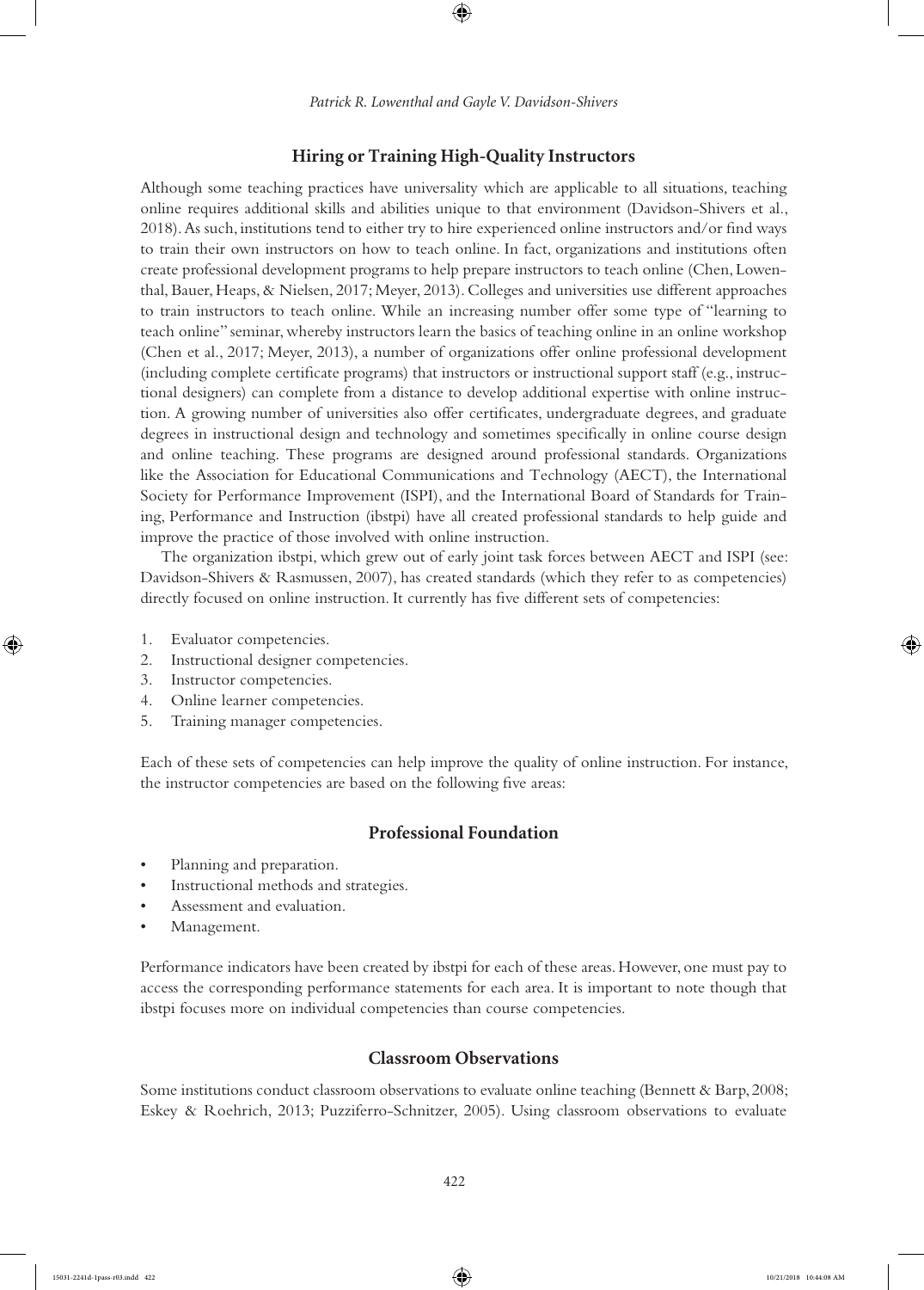## Hiring or Training High-Quality Instructors

Although some teaching practices have universality which are applicable to all situations, teaching online requires additional skills and abilities unique to that environment (Davidson-Shivers et al., 2018). As such, institutions tend to either try to hire experienced online instructors and/or find ways to train their own instructors on how to teach online. In fact, organizations and institutions often create professional development programs to help prepare instructors to teach online (Chen, Lowenthal, Bauer, Heaps, & Nielsen, 2017; Meyer, 2013). Colleges and universities use different approaches to train instructors to teach online. While an increasing number offer some type of "learning to teach online" seminar, whereby instructors learn the basics of teaching online in an online workshop (Chen et al., 2017; Meyer, 2013), a number of organizations offer online professional development (including complete certificate programs) that instructors or instructional support staff (e.g., instructional designers) can complete from a distance to develop additional expertise with online instruction. A growing number of universities also offer certificates, undergraduate degrees, and graduate degrees in instructional design and technology and sometimes specifically in online course design and online teaching. These programs are designed around professional standards. Organizations like the Association for Educational Communications and Technology (AECT), the International Society for Performance Improvement (ISPI), and the International Board of Standards for Training, Performance and Instruction (ibstpi) have all created professional standards to help guide and improve the practice of those involved with online instruction.

The organization ibstpi, which grew out of early joint task forces between AECT and ISPI (see: Davidson-Shivers & Rasmussen, 2007), has created standards (which they refer to as competencies) directly focused on online instruction. It currently has five different sets of competencies:

1. Evaluator competencies.
2. Instructional designer competencies.
3. Instructor competencies.
4. Online learner competencies.
5. Training manager competencies.

Each of these sets of competencies can help improve the quality of online instruction. For instance, the instructor competencies are based on the following five areas:

### Professional Foundation

- Planning and preparation.
- Instructional methods and strategies.
- Assessment and evaluation.
- Management.

Performance indicators have been created by ibstpi for each of these areas. However, one must pay to access the corresponding performance statements for each area. It is important to note though that ibstpi focuses more on individual competencies than course competencies.

## Classroom Observations

Some institutions conduct classroom observations to evaluate online teaching (Bennett & Barp, 2008; Eskey & Roehrich, 2013; Puzziferro-Schnitzer, 2005). Using classroom observations to evaluate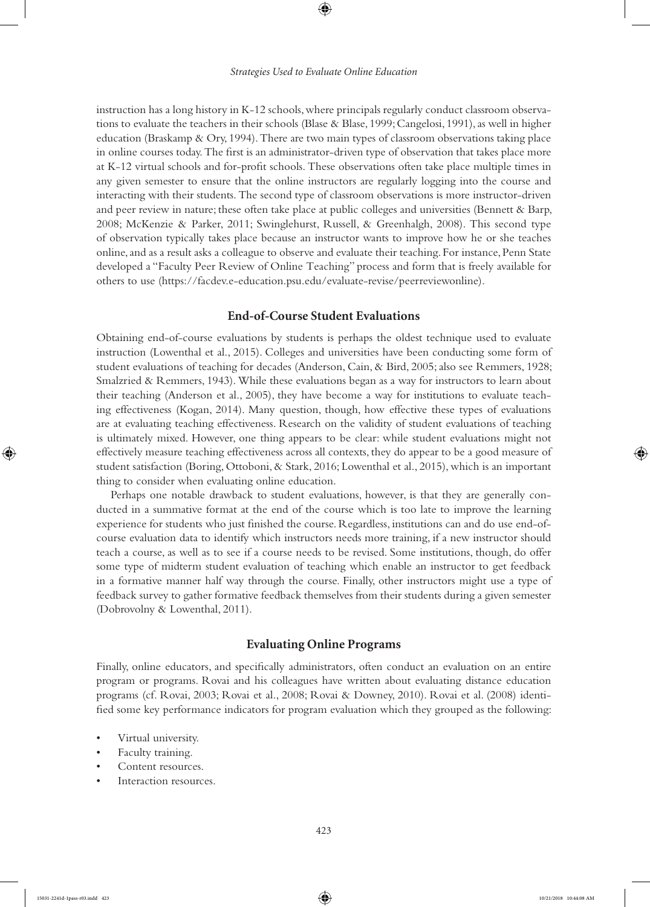instruction has a long history in K-12 schools, where principals regularly conduct classroom observations to evaluate the teachers in their schools (Blase & Blase, 1999; Cangelosi, 1991), as well in higher education (Braskamp & Ory, 1994). There are two main types of classroom observations taking place in online courses today. The first is an administrator-driven type of observation that takes place more at K-12 virtual schools and for-profit schools. These observations often take place multiple times in any given semester to ensure that the online instructors are regularly logging into the course and interacting with their students. The second type of classroom observations is more instructor-driven and peer review in nature; these often take place at public colleges and universities (Bennett & Barp, 2008; McKenzie & Parker, 2011; Swinglehurst, Russell, & Greenhalgh, 2008). This second type of observation typically takes place because an instructor wants to improve how he or she teaches online, and as a result asks a colleague to observe and evaluate their teaching. For instance, Penn State developed a "Faculty Peer Review of Online Teaching" process and form that is freely available for others to use (https://facdev.e-education.psu.edu/evaluate-revise/peerreviewonline).

## End-of-Course Student Evaluations

Obtaining end-of-course evaluations by students is perhaps the oldest technique used to evaluate instruction (Lowenthal et al., 2015). Colleges and universities have been conducting some form of student evaluations of teaching for decades (Anderson, Cain, & Bird, 2005; also see Remmers, 1928; Smalzried & Remmers, 1943). While these evaluations began as a way for instructors to learn about their teaching (Anderson et al., 2005), they have become a way for institutions to evaluate teaching effectiveness (Kogan, 2014). Many question, though, how effective these types of evaluations are at evaluating teaching effectiveness. Research on the validity of student evaluations of teaching is ultimately mixed. However, one thing appears to be clear: while student evaluations might not effectively measure teaching effectiveness across all contexts, they do appear to be a good measure of student satisfaction (Boring, Ottoboni, & Stark, 2016; Lowenthal et al., 2015), which is an important thing to consider when evaluating online education.

Perhaps one notable drawback to student evaluations, however, is that they are generally conducted in a summative format at the end of the course which is too late to improve the learning experience for students who just finished the course. Regardless, institutions can and do use end-of-course evaluation data to identify which instructors needs more training, if a new instructor should teach a course, as well as to see if a course needs to be revised. Some institutions, though, do offer some type of midterm student evaluation of teaching which enable an instructor to get feedback in a formative manner half way through the course. Finally, other instructors might use a type of feedback survey to gather formative feedback themselves from their students during a given semester (Dobrovolny & Lowenthal, 2011).

## Evaluating Online Programs

Finally, online educators, and specifically administrators, often conduct an evaluation on an entire program or programs. Rovai and his colleagues have written about evaluating distance education programs (cf. Rovai, 2003; Rovai et al., 2008; Rovai & Downey, 2010). Rovai et al. (2008) identified some key performance indicators for program evaluation which they grouped as the following:

- Virtual university.
- Faculty training.
- Content resources.
- Interaction resources.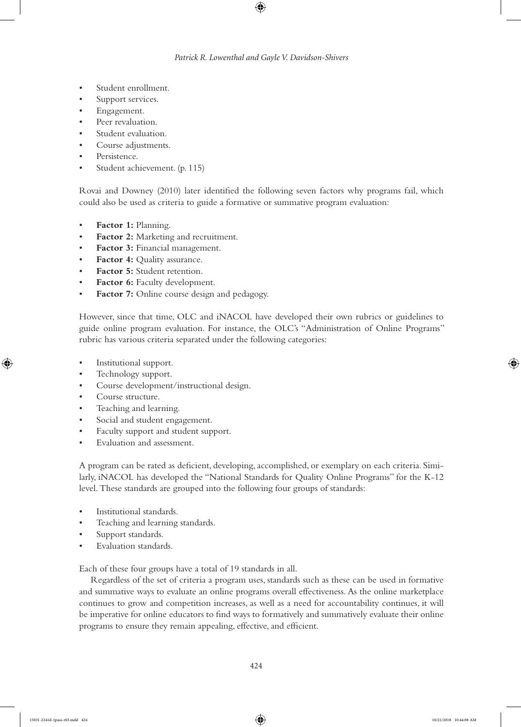- Student enrollment.
- Support services.
- Engagement.
- Peer revaluation.
- Student evaluation.
- Course adjustments.
- Persistence.
- Student achievement. (p. 115)

Rovai and Downey (2010) later identified the following seven factors why programs fail, which could also be used as criteria to guide a formative or summative program evaluation:

- **Factor 1:** Planning.
- **Factor 2:** Marketing and recruitment.
- **Factor 3:** Financial management.
- **Factor 4:** Quality assurance.
- **Factor 5:** Student retention.
- **Factor 6:** Faculty development.
- **Factor 7:** Online course design and pedagogy.

However, since that time, OLC and iNACOL have developed their own rubrics or guidelines to guide online program evaluation. For instance, the OLC's "Administration of Online Programs" rubric has various criteria separated under the following categories:

- Institutional support.
- Technology support.
- Course development/instructional design.
- Course structure.
- Teaching and learning.
- Social and student engagement.
- Faculty support and student support.
- Evaluation and assessment.

A program can be rated as deficient, developing, accomplished, or exemplary on each criteria. Similarly, iNACOL has developed the "National Standards for Quality Online Programs" for the K-12 level. These standards are grouped into the following four groups of standards:

- Institutional standards.
- Teaching and learning standards.
- Support standards.
- Evaluation standards.

Each of these four groups have a total of 19 standards in all.

Regardless of the set of criteria a program uses, standards such as these can be used in formative and summative ways to evaluate an online programs overall effectiveness. As the online marketplace continues to grow and competition increases, as well as a need for accountability continues, it will be imperative for online educators to find ways to formatively and summatively evaluate their online programs to ensure they remain appealing, effective, and efficient.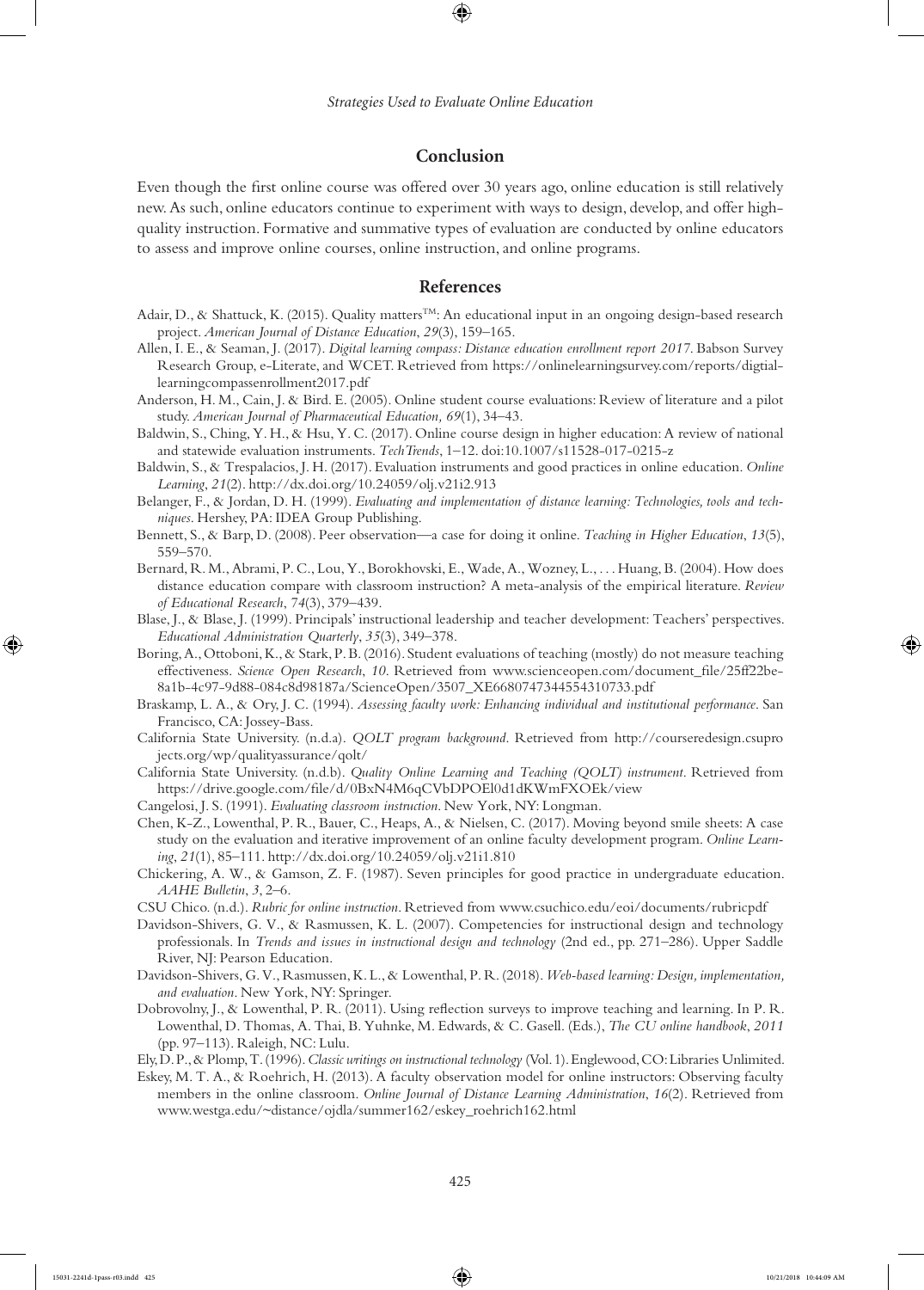## Conclusion

Even though the first online course was offered over 30 years ago, online education is still relatively new. As such, online educators continue to experiment with ways to design, develop, and offer high-quality instruction. Formative and summative types of evaluation are conducted by online educators to assess and improve online courses, online instruction, and online programs.

## References

Adair, D., & Shattuck, K. (2015). Quality matters™: An educational input in an ongoing design-based research project. *American Journal of Distance Education*, *29*(3), 159–165.

Allen, I. E., & Seaman, J. (2017). *Digital learning compass: Distance education enrollment report 2017*. Babson Survey Research Group, e-Literate, and WCET. Retrieved from https://onlinelearningsurvey.com/reports/digtiallearningcompassenrollment2017.pdf

Anderson, H. M., Cain, J. & Bird. E. (2005). Online student course evaluations: Review of literature and a pilot study. *American Journal of Pharmaceutical Education, 69*(1), 34–43.

Baldwin, S., Ching, Y. H., & Hsu, Y. C. (2017). Online course design in higher education: A review of national and statewide evaluation instruments. *TechTrends*, 1–12. doi:10.1007/s11528-017-0215-z

Baldwin, S., & Trespalacios, J. H. (2017). Evaluation instruments and good practices in online education. *Online Learning*, *21*(2). http://dx.doi.org/10.24059/olj.v21i2.913

Belanger, F., & Jordan, D. H. (1999). *Evaluating and implementation of distance learning: Technologies, tools and techniques*. Hershey, PA: IDEA Group Publishing.

Bennett, S., & Barp, D. (2008). Peer observation—a case for doing it online. *Teaching in Higher Education*, *13*(5), 559–570.

Bernard, R. M., Abrami, P. C., Lou, Y., Borokhovski, E., Wade, A., Wozney, L., . . . Huang, B. (2004). How does distance education compare with classroom instruction? A meta-analysis of the empirical literature. *Review of Educational Research*, *74*(3), 379–439.

Blase, J., & Blase, J. (1999). Principals' instructional leadership and teacher development: Teachers' perspectives. *Educational Administration Quarterly*, *35*(3), 349–378.

Boring, A., Ottoboni, K., & Stark, P. B. (2016). Student evaluations of teaching (mostly) do not measure teaching effectiveness. *Science Open Research*, *10*. Retrieved from www.scienceopen.com/document_file/25ff22be-8a1b-4c97-9d88-084c8d98187a/ScienceOpen/3507_XE6680747344554310733.pdf

Braskamp, L. A., & Ory, J. C. (1994). *Assessing faculty work: Enhancing individual and institutional performance*. San Francisco, CA: Jossey-Bass.

California State University. (n.d.a). *QOLT program background*. Retrieved from http://courseredesign.csuprojects.org/wp/qualityassurance/qolt/

California State University. (n.d.b). *Quality Online Learning and Teaching (QOLT) instrument*. Retrieved from https://drive.google.com/file/d/0BxN4M6qCVbDPOEl0d1dKWmFXOEk/view

Cangelosi, J. S. (1991). *Evaluating classroom instruction*. New York, NY: Longman.

Chen, K-Z., Lowenthal, P. R., Bauer, C., Heaps, A., & Nielsen, C. (2017). Moving beyond smile sheets: A case study on the evaluation and iterative improvement of an online faculty development program. *Online Learning*, *21*(1), 85–111. http://dx.doi.org/10.24059/olj.v21i1.810

Chickering, A. W., & Gamson, Z. F. (1987). Seven principles for good practice in undergraduate education. *AAHE Bulletin*, *3*, 2–6.

CSU Chico. (n.d.). *Rubric for online instruction*. Retrieved from www.csuchico.edu/eoi/documents/rubricpdf

Davidson-Shivers, G. V., & Rasmussen, K. L. (2007). Competencies for instructional design and technology professionals. In *Trends and issues in instructional design and technology* (2nd ed., pp. 271–286). Upper Saddle River, NJ: Pearson Education.

Davidson-Shivers, G. V., Rasmussen, K. L., & Lowenthal, P. R. (2018). *Web-based learning: Design, implementation, and evaluation*. New York, NY: Springer.

Dobrovolny, J., & Lowenthal, P. R. (2011). Using reflection surveys to improve teaching and learning. In P. R. Lowenthal, D. Thomas, A. Thai, B. Yuhnke, M. Edwards, & C. Gasell. (Eds.), *The CU online handbook*, *2011* (pp. 97–113). Raleigh, NC: Lulu.

Ely, D. P., & Plomp, T. (1996). *Classic writings on instructional technology* (Vol. 1). Englewood, CO: Libraries Unlimited.

Eskey, M. T. A., & Roehrich, H. (2013). A faculty observation model for online instructors: Observing faculty members in the online classroom. *Online Journal of Distance Learning Administration*, *16*(2). Retrieved from www.westga.edu/~distance/ojdla/summer162/eskey_roehrich162.html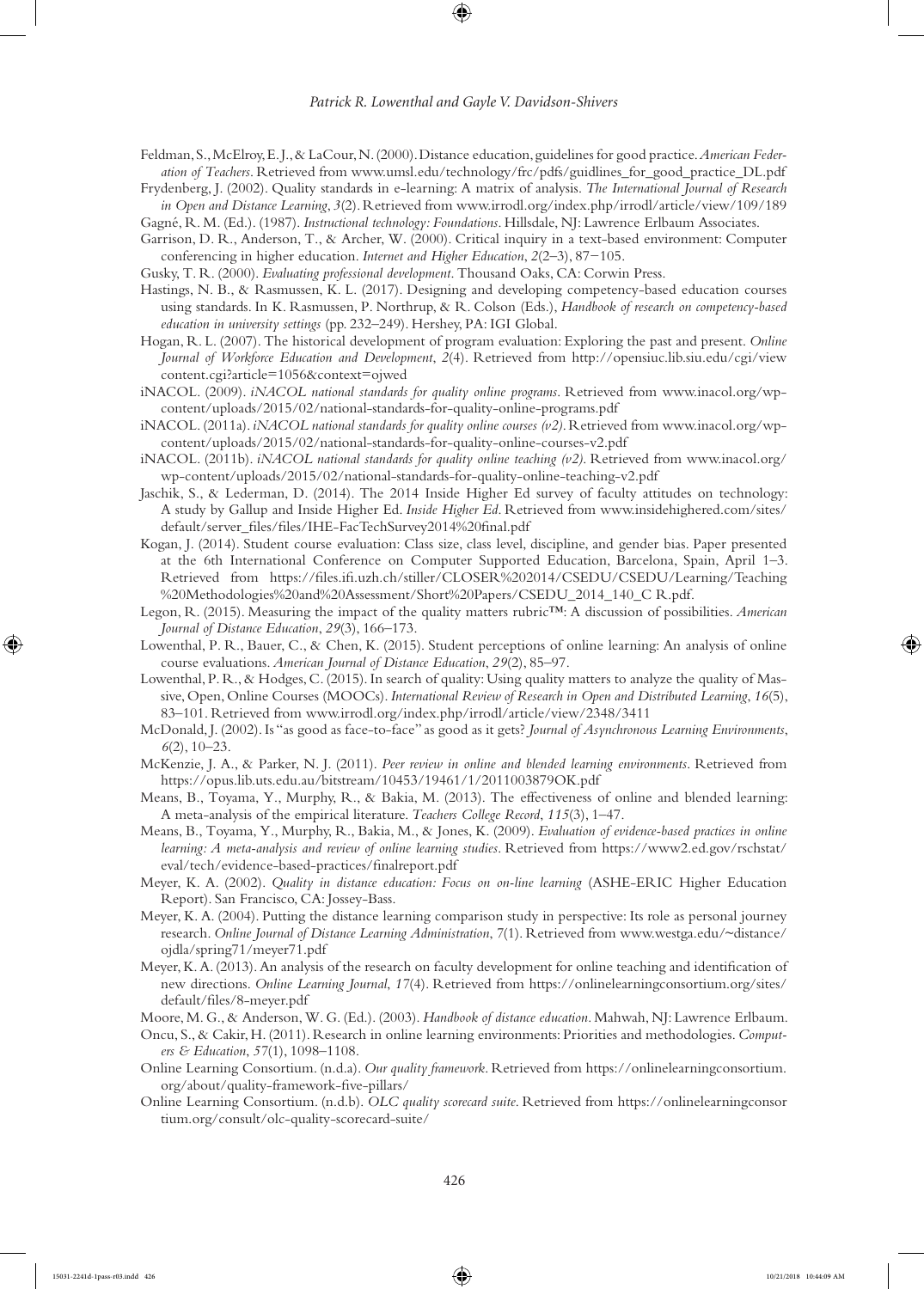Feldman, S., McElroy, E. J., & LaCour, N. (2000). Distance education, guidelines for good practice. *American Federation of Teachers*. Retrieved from www.umsl.edu/technology/frc/pdfs/guidlines_for_good_practice_DL.pdf

Frydenberg, J. (2002). Quality standards in e-learning: A matrix of analysis. *The International Journal of Research in Open and Distance Learning*, *3*(2). Retrieved from www.irrodl.org/index.php/irrodl/article/view/109/189

Gagné, R. M. (Ed.). (1987). *Instructional technology: Foundations*. Hillsdale, NJ: Lawrence Erlbaum Associates.

Garrison, D. R., Anderson, T., & Archer, W. (2000). Critical inquiry in a text-based environment: Computer conferencing in higher education. *Internet and Higher Education*, *2*(2–3), 87−105.

Gusky, T. R. (2000). *Evaluating professional development*. Thousand Oaks, CA: Corwin Press.

Hastings, N. B., & Rasmussen, K. L. (2017). Designing and developing competency-based education courses using standards. In K. Rasmussen, P. Northrup, & R. Colson (Eds.), *Handbook of research on competency-based education in university settings* (pp. 232–249). Hershey, PA: IGI Global.

Hogan, R. L. (2007). The historical development of program evaluation: Exploring the past and present. *Online Journal of Workforce Education and Development*, *2*(4). Retrieved from http://opensiuc.lib.siu.edu/cgi/viewcontent.cgi?article=1056&context=ojwed

iNACOL. (2009). *iNACOL national standards for quality online programs*. Retrieved from www.inacol.org/wp-content/uploads/2015/02/national-standards-for-quality-online-programs.pdf

iNACOL. (2011a). *iNACOL national standards for quality online courses (v2)*. Retrieved from www.inacol.org/wp-content/uploads/2015/02/national-standards-for-quality-online-courses-v2.pdf

iNACOL. (2011b). *iNACOL national standards for quality online teaching (v2)*. Retrieved from www.inacol.org/wp-content/uploads/2015/02/national-standards-for-quality-online-teaching-v2.pdf

Jaschik, S., & Lederman, D. (2014). The 2014 Inside Higher Ed survey of faculty attitudes on technology: A study by Gallup and Inside Higher Ed. *Inside Higher Ed*. Retrieved from www.insidehighered.com/sites/default/server_files/files/IHE-FacTechSurvey2014%20final.pdf

Kogan, J. (2014). Student course evaluation: Class size, class level, discipline, and gender bias. Paper presented at the 6th International Conference on Computer Supported Education, Barcelona, Spain, April 1–3. Retrieved from https://files.ifi.uzh.ch/stiller/CLOSER%202014/CSEDU/CSEDU/Learning/Teaching%20Methodologies%20and%20Assessment/Short%20Papers/CSEDU_2014_140_C R.pdf.

Legon, R. (2015). Measuring the impact of the quality matters rubric™: A discussion of possibilities. *American Journal of Distance Education*, *29*(3), 166–173.

Lowenthal, P. R., Bauer, C., & Chen, K. (2015). Student perceptions of online learning: An analysis of online course evaluations. *American Journal of Distance Education*, *29*(2), 85–97.

Lowenthal, P. R., & Hodges, C. (2015). In search of quality: Using quality matters to analyze the quality of Massive, Open, Online Courses (MOOCs). *International Review of Research in Open and Distributed Learning*, *16*(5), 83–101. Retrieved from www.irrodl.org/index.php/irrodl/article/view/2348/3411

McDonald, J. (2002). Is "as good as face-to-face" as good as it gets? *Journal of Asynchronous Learning Environments*, *6*(2), 10–23.

McKenzie, J. A., & Parker, N. J. (2011). *Peer review in online and blended learning environments*. Retrieved from https://opus.lib.uts.edu.au/bitstream/10453/19461/1/2011003879OK.pdf

Means, B., Toyama, Y., Murphy, R., & Bakia, M. (2013). The effectiveness of online and blended learning: A meta-analysis of the empirical literature. *Teachers College Record*, *115*(3), 1–47.

Means, B., Toyama, Y., Murphy, R., Bakia, M., & Jones, K. (2009). *Evaluation of evidence-based practices in online learning: A meta-analysis and review of online learning studies*. Retrieved from https://www2.ed.gov/rschstat/eval/tech/evidence-based-practices/finalreport.pdf

Meyer, K. A. (2002). *Quality in distance education: Focus on on-line learning* (ASHE-ERIC Higher Education Report). San Francisco, CA: Jossey-Bass.

Meyer, K. A. (2004). Putting the distance learning comparison study in perspective: Its role as personal journey research. *Online Journal of Distance Learning Administration*, *7*(1). Retrieved from www.westga.edu/~distance/ojdla/spring71/meyer71.pdf

Meyer, K. A. (2013). An analysis of the research on faculty development for online teaching and identification of new directions. *Online Learning Journal*, *17*(4). Retrieved from https://onlinelearningconsortium.org/sites/default/files/8-meyer.pdf

Moore, M. G., & Anderson, W. G. (Ed.). (2003). *Handbook of distance education*. Mahwah, NJ: Lawrence Erlbaum.

Oncu, S., & Cakir, H. (2011). Research in online learning environments: Priorities and methodologies. *Computers & Education*, *57*(1), 1098–1108.

Online Learning Consortium. (n.d.a). *Our quality framework*. Retrieved from https://onlinelearningconsortium.org/about/quality-framework-five-pillars/

Online Learning Consortium. (n.d.b). *OLC quality scorecard suite*. Retrieved from https://onlinelearningconsortium.org/consult/olc-quality-scorecard-suite/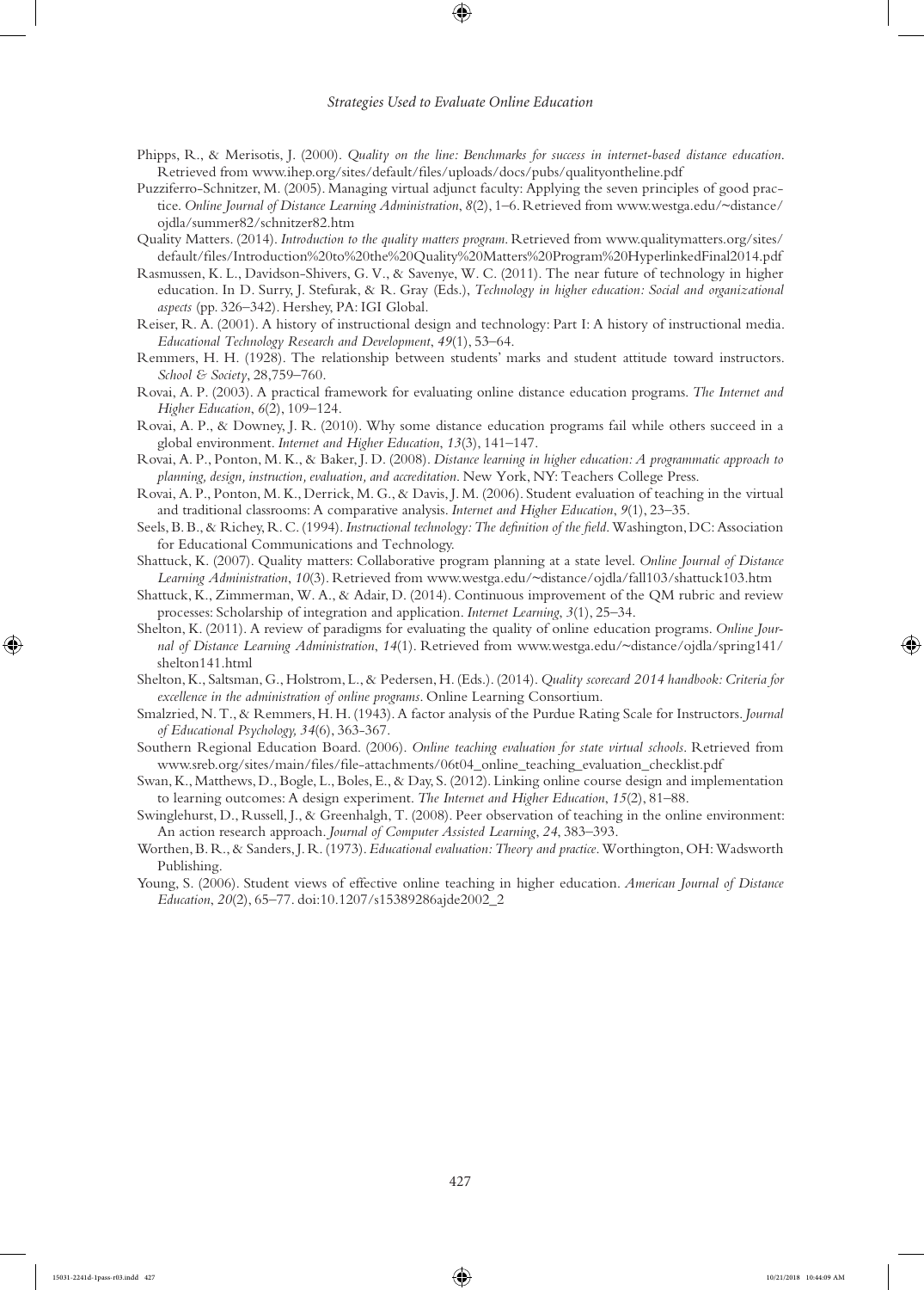Phipps, R., & Merisotis, J. (2000). *Quality on the line: Benchmarks for success in internet-based distance education*. Retrieved from www.ihep.org/sites/default/files/uploads/docs/pubs/qualityontheline.pdf

Puzziferro-Schnitzer, M. (2005). Managing virtual adjunct faculty: Applying the seven principles of good practice. *Online Journal of Distance Learning Administration*, *8*(2), 1–6. Retrieved from www.westga.edu/~distance/ojdla/summer82/schnitzer82.htm

Quality Matters. (2014). *Introduction to the quality matters program*. Retrieved from www.qualitymatters.org/sites/default/files/Introduction%20to%20the%20Quality%20Matters%20Program%20HyperlinkedFinal2014.pdf

Rasmussen, K. L., Davidson-Shivers, G. V., & Savenye, W. C. (2011). The near future of technology in higher education. In D. Surry, J. Stefurak, & R. Gray (Eds.), *Technology in higher education: Social and organizational aspects* (pp. 326–342). Hershey, PA: IGI Global.

Reiser, R. A. (2001). A history of instructional design and technology: Part I: A history of instructional media. *Educational Technology Research and Development*, *49*(1), 53–64.

Remmers, H. H. (1928). The relationship between students' marks and student attitude toward instructors. *School & Society*, 28,759–760.

Rovai, A. P. (2003). A practical framework for evaluating online distance education programs. *The Internet and Higher Education*, *6*(2), 109–124.

Rovai, A. P., & Downey, J. R. (2010). Why some distance education programs fail while others succeed in a global environment. *Internet and Higher Education*, *13*(3), 141–147.

Rovai, A. P., Ponton, M. K., & Baker, J. D. (2008). *Distance learning in higher education: A programmatic approach to planning, design, instruction, evaluation, and accreditation*. New York, NY: Teachers College Press.

Rovai, A. P., Ponton, M. K., Derrick, M. G., & Davis, J. M. (2006). Student evaluation of teaching in the virtual and traditional classrooms: A comparative analysis. *Internet and Higher Education*, *9*(1), 23–35.

Seels, B. B., & Richey, R. C. (1994). *Instructional technology: The definition of the field*. Washington, DC: Association for Educational Communications and Technology.

Shattuck, K. (2007). Quality matters: Collaborative program planning at a state level. *Online Journal of Distance Learning Administration*, *10*(3). Retrieved from www.westga.edu/~distance/ojdla/fall103/shattuck103.htm

Shattuck, K., Zimmerman, W. A., & Adair, D. (2014). Continuous improvement of the QM rubric and review processes: Scholarship of integration and application. *Internet Learning*, *3*(1), 25–34.

Shelton, K. (2011). A review of paradigms for evaluating the quality of online education programs. *Online Journal of Distance Learning Administration*, *14*(1). Retrieved from www.westga.edu/~distance/ojdla/spring141/shelton141.html

Shelton, K., Saltsman, G., Holstrom, L., & Pedersen, H. (Eds.). (2014). *Quality scorecard 2014 handbook: Criteria for excellence in the administration of online programs*. Online Learning Consortium.

Smalzried, N. T., & Remmers, H. H. (1943). A factor analysis of the Purdue Rating Scale for Instructors. *Journal of Educational Psychology, 34*(6), 363-367.

Southern Regional Education Board. (2006). *Online teaching evaluation for state virtual schools*. Retrieved from www.sreb.org/sites/main/files/file-attachments/06t04_online_teaching_evaluation_checklist.pdf

Swan, K., Matthews, D., Bogle, L., Boles, E., & Day, S. (2012). Linking online course design and implementation to learning outcomes: A design experiment. *The Internet and Higher Education*, *15*(2), 81–88.

Swinglehurst, D., Russell, J., & Greenhalgh, T. (2008). Peer observation of teaching in the online environment: An action research approach. *Journal of Computer Assisted Learning*, *24*, 383–393.

Worthen, B. R., & Sanders, J. R. (1973). *Educational evaluation: Theory and practice*. Worthington, OH: Wadsworth Publishing.

Young, S. (2006). Student views of effective online teaching in higher education. *American Journal of Distance Education*, *20*(2), 65–77. doi:10.1207/s15389286ajde2002_2